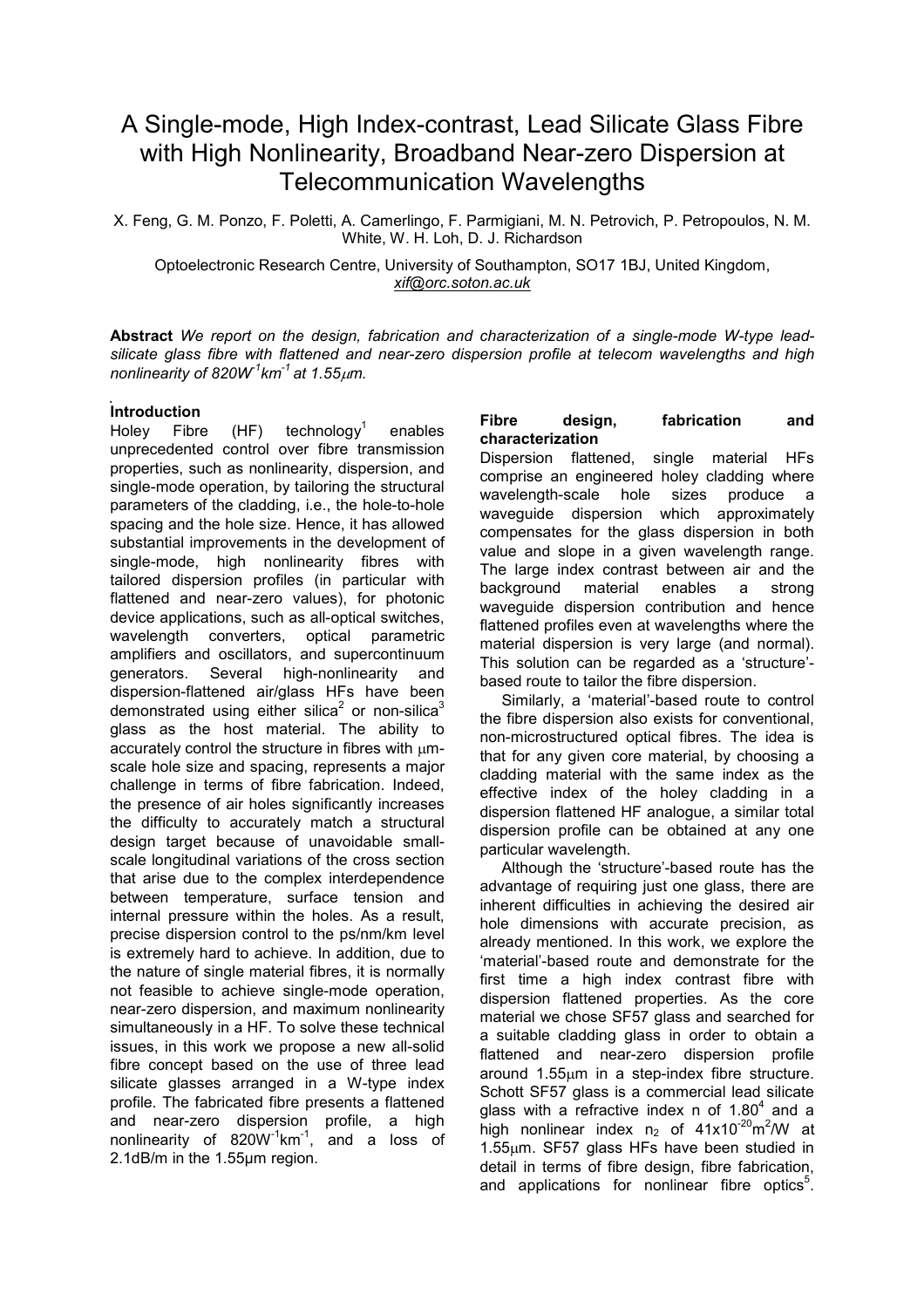# A Single-mode, High Index-contrast, Lead Silicate Glass Fibre with High Nonlinearity, Broadband Near-zero Dispersion at Telecommunication Wavelengths

X. Feng, G. M. Ponzo, F. Poletti, A. Camerlingo, F. Parmigiani, M. N. Petrovich, P. Petropoulos, N. M. White, W. H. Loh, D. J. Richardson

Optoelectronic Research Centre, University of Southampton, SO17 1BJ, United Kingdom, xif@orc.soton.ac.uk

**Abstract** *We report on the design, fabrication and characterization of a single-mode W-type lead-silicate glass fibre with flattened and near-zero dispersion profile at telecom wavelengths and high nonlinearity of $820W^{-1}km^{-1}$ at 1.55μm.*

## Introduction

Holey Fibre (HF) technology[1] enables unprecedented control over fibre transmission properties, such as nonlinearity, dispersion, and single-mode operation, by tailoring the structural parameters of the cladding, i.e., the hole-to-hole spacing and the hole size. Hence, it has allowed substantial improvements in the development of single-mode, high nonlinearity fibres with tailored dispersion profiles (in particular with flattened and near-zero values), for photonic device applications, such as all-optical switches, wavelength converters, optical parametric amplifiers and oscillators, and supercontinuum generators. Several high-nonlinearity and dispersion-flattened air/glass HFs have been demonstrated using either silica[2] or non-silica[3] glass as the host material. The ability to accurately control the structure in fibres with μm-scale hole size and spacing, represents a major challenge in terms of fibre fabrication. Indeed, the presence of air holes significantly increases the difficulty to accurately match a structural design target because of unavoidable small-scale longitudinal variations of the cross section that arise due to the complex interdependence between temperature, surface tension and internal pressure within the holes. As a result, precise dispersion control to the ps/nm/km level is extremely hard to achieve. In addition, due to the nature of single material fibres, it is normally not feasible to achieve single-mode operation, near-zero dispersion, and maximum nonlinearity simultaneously in a HF. To solve these technical issues, in this work we propose a new all-solid fibre concept based on the use of three lead silicate glasses arranged in a W-type index profile. The fabricated fibre presents a flattened and near-zero dispersion profile, a high nonlinearity of $820W^{-1}km^{-1}$, and a loss of 2.1dB/m in the 1.55μm region.

## Fibre design, fabrication and characterization

Dispersion flattened, single material HFs comprise an engineered holey cladding where wavelength-scale hole sizes produce a waveguide dispersion which approximately compensates for the glass dispersion in both value and slope in a given wavelength range. The large index contrast between air and the background material enables a strong waveguide dispersion contribution and hence flattened profiles even at wavelengths where the material dispersion is very large (and normal). This solution can be regarded as a 'structure'-based route to tailor the fibre dispersion.

Similarly, a 'material'-based route to control the fibre dispersion also exists for conventional, non-microstructured optical fibres. The idea is that for any given core material, by choosing a cladding material with the same index as the effective index of the holey cladding in a dispersion flattened HF analogue, a similar total dispersion profile can be obtained at any one particular wavelength.

Although the 'structure'-based route has the advantage of requiring just one glass, there are inherent difficulties in achieving the desired air hole dimensions with accurate precision, as already mentioned. In this work, we explore the 'material'-based route and demonstrate for the first time a high index contrast fibre with dispersion flattened properties. As the core material we chose SF57 glass and searched for a suitable cladding glass in order to obtain a flattened and near-zero dispersion profile around 1.55μm in a step-index fibre structure. Schott SF57 glass is a commercial lead silicate glass with a refractive index n of 1.80[4] and a high nonlinear index $n_2$ of $41x10^{-20}m^2/W$ at 1.55μm. SF57 glass HFs have been studied in detail in terms of fibre design, fibre fabrication, and applications for nonlinear fibre optics[5].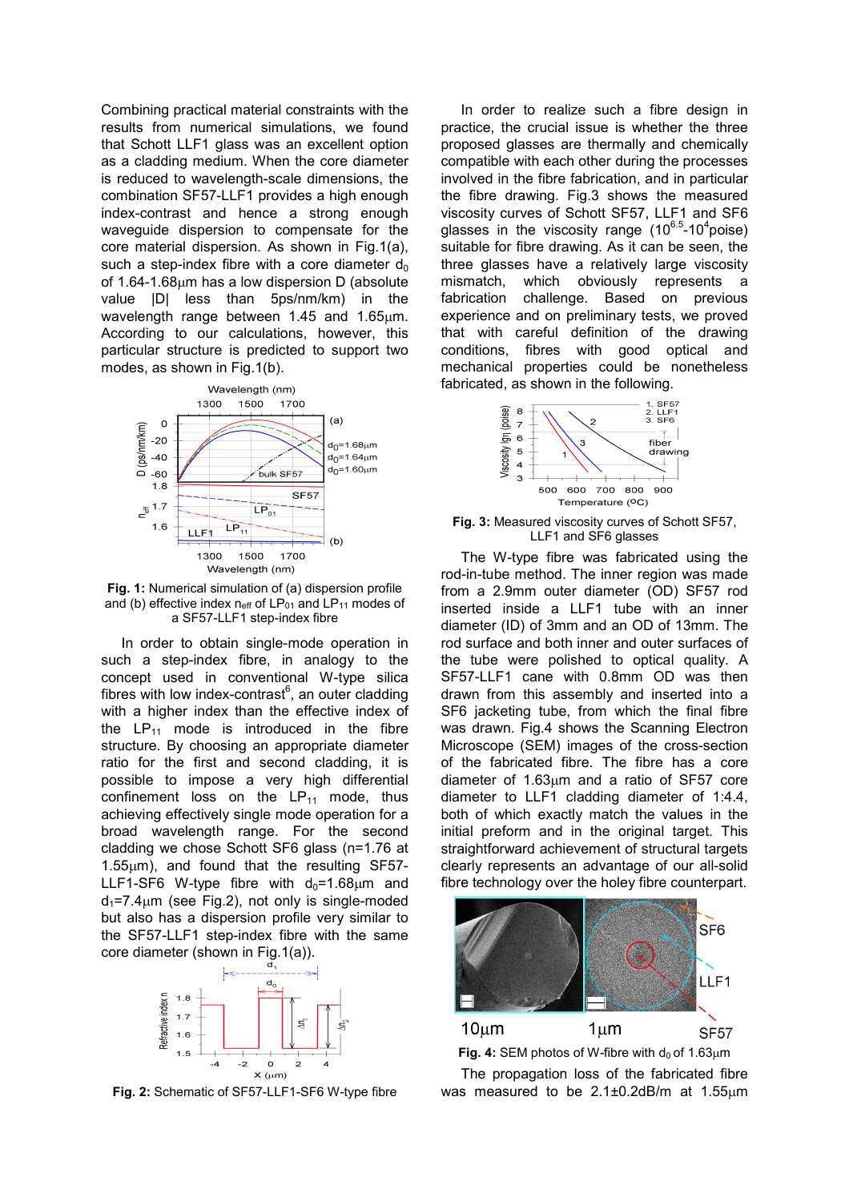Combining practical material constraints with the results from numerical simulations, we found that Schott LLF1 glass was an excellent option as a cladding medium. When the core diameter is reduced to wavelength-scale dimensions, the combination SF57-LLF1 provides a high enough index-contrast and hence a strong enough waveguide dispersion to compensate for the core material dispersion. As shown in Fig.1(a), such a step-index fibre with a core diameter $d_0$ of 1.64-1.68μm has a low dispersion D (absolute value |D| less than 5ps/nm/km) in the wavelength range between 1.45 and 1.65μm. According to our calculations, however, this particular structure is predicted to support two modes, as shown in Fig.1(b).

**Fig. 1:** Numerical simulation of (a) dispersion profile and (b) effective index $n_{eff}$ of $LP_{01}$ and $LP_{11}$ modes of a SF57-LLF1 step-index fibre

In order to obtain single-mode operation in such a step-index fibre, in analogy to the concept used in conventional W-type silica fibres with low index-contrast[6], an outer cladding with a higher index than the effective index of the $LP_{11}$ mode is introduced in the fibre structure. By choosing an appropriate diameter ratio for the first and second cladding, it is possible to impose a very high differential confinement loss on the $LP_{11}$ mode, thus achieving effectively single mode operation for a broad wavelength range. For the second cladding we chose Schott SF6 glass (n=1.76 at 1.55μm), and found that the resulting SF57-LLF1-SF6 W-type fibre with $d_0$=1.68μm and $d_1$=7.4μm (see Fig.2), not only is single-moded but also has a dispersion profile very similar to the SF57-LLF1 step-index fibre with the same core diameter (shown in Fig.1(a)).

**Fig. 2:** Schematic of SF57-LLF1-SF6 W-type fibre

In order to realize such a fibre design in practice, the crucial issue is whether the three proposed glasses are thermally and chemically compatible with each other during the processes involved in the fibre fabrication, and in particular the fibre drawing. Fig.3 shows the measured viscosity curves of Schott SF57, LLF1 and SF6 glasses in the viscosity range ($10^{6.5}$-$10^4$poise) suitable for fibre drawing. As it can be seen, the three glasses have a relatively large viscosity mismatch, which obviously represents a fabrication challenge. Based on previous experience and on preliminary tests, we proved that with careful definition of the drawing conditions, fibres with good optical and mechanical properties could be nonetheless fabricated, as shown in the following.

**Fig. 3:** Measured viscosity curves of Schott SF57, LLF1 and SF6 glasses

The W-type fibre was fabricated using the rod-in-tube method. The inner region was made from a 2.9mm outer diameter (OD) SF57 rod inserted inside a LLF1 tube with an inner diameter (ID) of 3mm and an OD of 13mm. The rod surface and both inner and outer surfaces of the tube were polished to optical quality. A SF57-LLF1 cane with 0.8mm OD was then drawn from this assembly and inserted into a SF6 jacketing tube, from which the final fibre was drawn. Fig.4 shows the Scanning Electron Microscope (SEM) images of the cross-section of the fabricated fibre. The fibre has a core diameter of 1.63μm and a ratio of SF57 core diameter to LLF1 cladding diameter of 1:4.4, both of which exactly match the values in the initial preform and in the original target. This straightforward achievement of structural targets clearly represents an advantage of our all-solid fibre technology over the holey fibre counterpart.

**Fig. 4:** SEM photos of W-fibre with $d_0$ of 1.63μm

The propagation loss of the fabricated fibre was measured to be 2.1±0.2dB/m at 1.55μm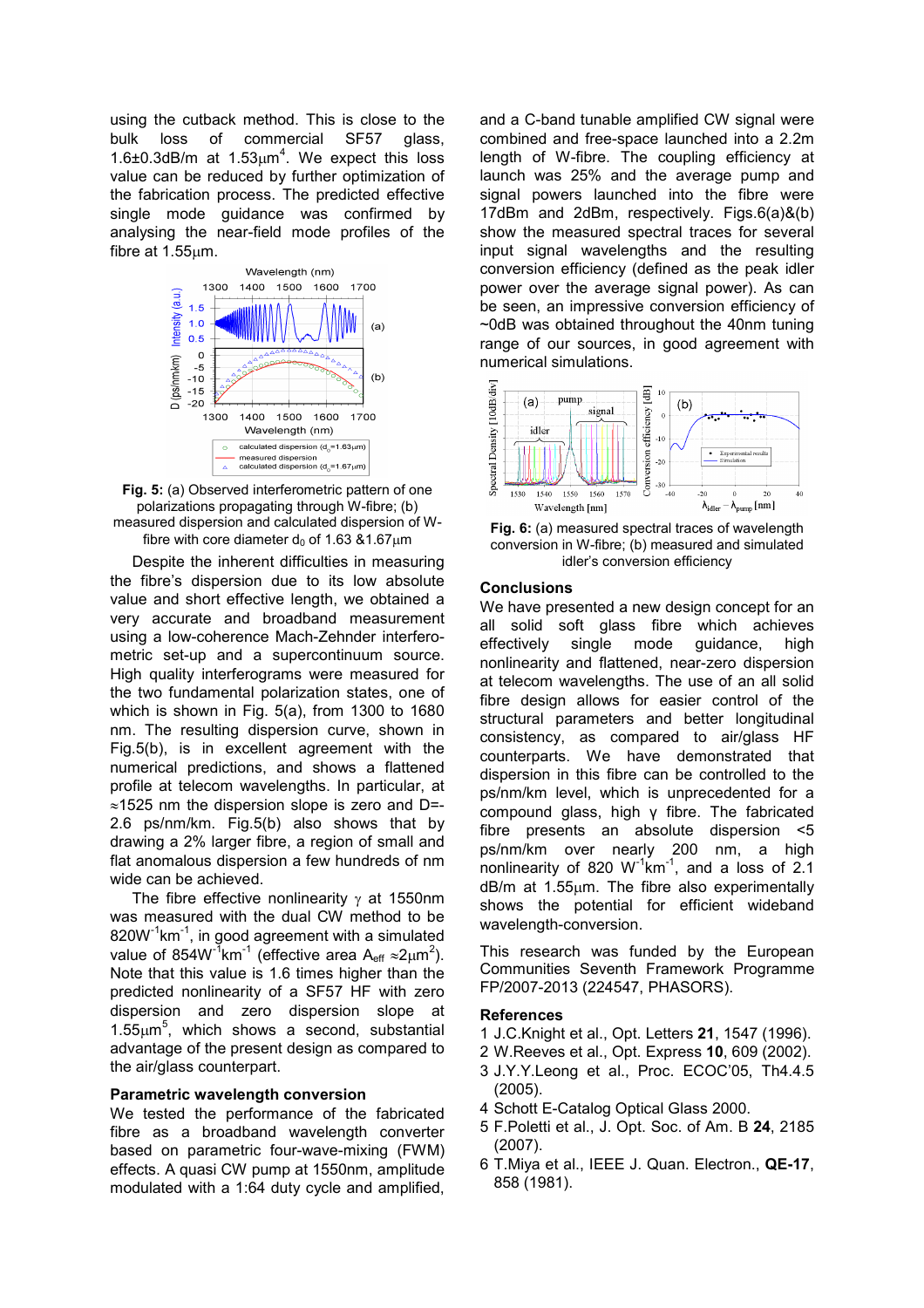using the cutback method. This is close to the bulk loss of commercial SF57 glass, 1.6±0.3dB/m at 1.53μm[4]. We expect this loss value can be reduced by further optimization of the fabrication process. The predicted effective single mode guidance was confirmed by analysing the near-field mode profiles of the fibre at 1.55μm.

Wavelength (nm)

1300 1400 1500 1600 1700

Intensity (a.u.)

1.5
1.0
0.5

(a)

D (ps/nm/km)

0
-5
-10
-15
-20

(b)

1300 1400 1500 1600 1700

Wavelength (nm)

calculated dispersion ($d_0$=1.63μm)
measured dispersion
calculated dispersion ($d_0$=1.67μm)

**Fig. 5:** (a) Observed interferometric pattern of one polarizations propagating through W-fibre; (b) measured dispersion and calculated dispersion of W-fibre with core diameter $d_0$ of 1.63 &1.67μm

Despite the inherent difficulties in measuring the fibre's dispersion due to its low absolute value and short effective length, we obtained a very accurate and broadband measurement using a low-coherence Mach-Zehnder interferometric set-up and a supercontinuum source. High quality interferograms were measured for the two fundamental polarization states, one of which is shown in Fig. 5(a), from 1300 to 1680 nm. The resulting dispersion curve, shown in Fig.5(b), is in excellent agreement with the numerical predictions, and shows a flattened profile at telecom wavelengths. In particular, at ≈1525 nm the dispersion slope is zero and D=-2.6 ps/nm/km. Fig.5(b) also shows that by drawing a 2% larger fibre, a region of small and flat anomalous dispersion a few hundreds of nm wide can be achieved.

The fibre effective nonlinearity γ at 1550nm was measured with the dual CW method to be 820$W^{-1}km^{-1}$, in good agreement with a simulated value of 854$W^{-1}km^{-1}$ (effective area $A_{eff}$ ≈2$μm^2$). Note that this value is 1.6 times higher than the predicted nonlinearity of a SF57 HF with zero dispersion and zero dispersion slope at 1.55μm[5], which shows a second, substantial advantage of the present design as compared to the air/glass counterpart.

## Parametric wavelength conversion

We tested the performance of the fabricated fibre as a broadband wavelength converter based on parametric four-wave-mixing (FWM) effects. A quasi CW pump at 1550nm, amplitude modulated with a 1:64 duty cycle and amplified, and a C-band tunable amplified CW signal were combined and free-space launched into a 2.2m length of W-fibre. The coupling efficiency at launch was 25% and the average pump and signal powers launched into the fibre were 17dBm and 2dBm, respectively. Figs.6(a)&(b) show the measured spectral traces for several input signal wavelengths and the resulting conversion efficiency (defined as the peak idler power over the average signal power). As can be seen, an impressive conversion efficiency of ~0dB was obtained throughout the 40nm tuning range of our sources, in good agreement with numerical simulations.

Spectral Density [10dB/div]

(a)

pump
signal
idler

1530 1540 1550 1560 1570

Wavelength [nm]

Conversion efficiency [dB]

10
0
-10
-20
-30

(b)

Experimental results
Simulation

-40 -20 0 20 40

$\lambda_{idler} - \lambda_{pump}$ [nm]

**Fig. 6:** (a) measured spectral traces of wavelength conversion in W-fibre; (b) measured and simulated idler's conversion efficiency

## Conclusions

We have presented a new design concept for an all solid soft glass fibre which achieves effectively single mode guidance, high nonlinearity and flattened, near-zero dispersion at telecom wavelengths. The use of an all solid fibre design allows for easier control of the structural parameters and better longitudinal consistency, as compared to air/glass HF counterparts. We have demonstrated that dispersion in this fibre can be controlled to the ps/nm/km level, which is unprecedented for a compound glass, high γ fibre. The fabricated fibre presents an absolute dispersion <5 ps/nm/km over nearly 200 nm, a high nonlinearity of 820 $W^{-1}km^{-1}$, and a loss of 2.1 dB/m at 1.55μm. The fibre also experimentally shows the potential for efficient wideband wavelength-conversion.

This research was funded by the European Communities Seventh Framework Programme FP/2007-2013 (224547, PHASORS).

## References

1. J.C.Knight et al., Opt. Letters **21**, 1547 (1996).
2. W.Reeves et al., Opt. Express **10**, 609 (2002).
3. J.Y.Y.Leong et al., Proc. ECOC'05, Th4.4.5 (2005).
4. Schott E-Catalog Optical Glass 2000.
5. F.Poletti et al., J. Opt. Soc. of Am. B **24**, 2185 (2007).
6. T.Miya et al., IEEE J. Quan. Electron., **QE-17**, 858 (1981).